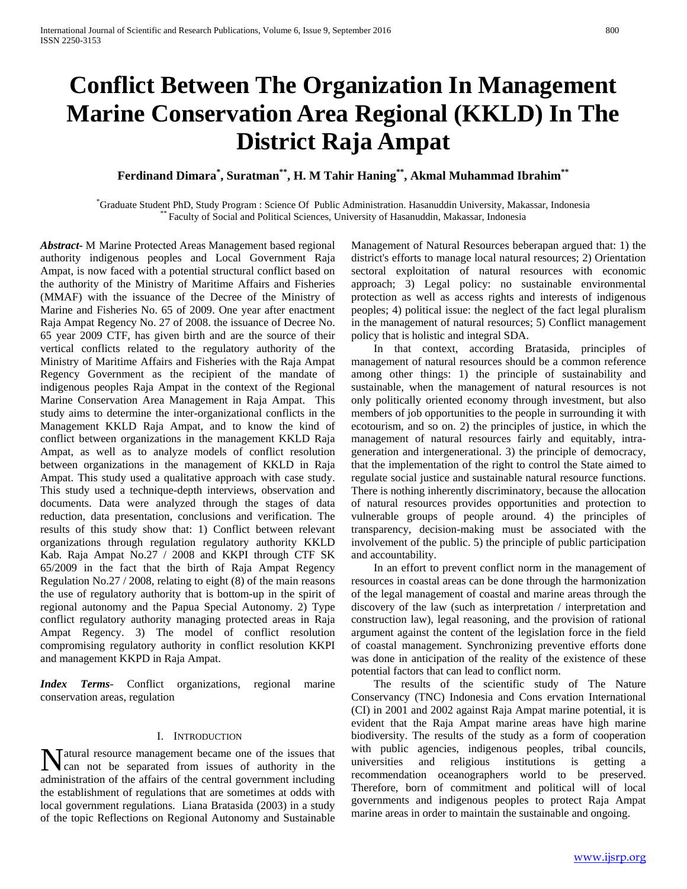# Conflict Between The Organization In Management Marine Conservation Area Regional (KKLD) In The District Raja Ampat

**Ferdinand Dimara[*], Suratman[**], H. M Tahir Haning[**], Akmal Muhammad Ibrahim[**]**

[*]Graduate Student PhD, Study Program : Science Of Public Administration. Hasanuddin University, Makassar, Indonesia
[**] Faculty of Social and Political Sciences, University of Hasanuddin, Makassar, Indonesia

***Abstract-*** M Marine Protected Areas Management based regional authority indigenous peoples and Local Government Raja Ampat, is now faced with a potential structural conflict based on the authority of the Ministry of Maritime Affairs and Fisheries (MMAF) with the issuance of the Decree of the Ministry of Marine and Fisheries No. 65 of 2009. One year after enactment Raja Ampat Regency No. 27 of 2008. the issuance of Decree No. 65 year 2009 CTF, has given birth and are the source of their vertical conflicts related to the regulatory authority of the Ministry of Maritime Affairs and Fisheries with the Raja Ampat Regency Government as the recipient of the mandate of indigenous peoples Raja Ampat in the context of the Regional Marine Conservation Area Management in Raja Ampat. This study aims to determine the inter-organizational conflicts in the Management KKLD Raja Ampat, and to know the kind of conflict between organizations in the management KKLD Raja Ampat, as well as to analyze models of conflict resolution between organizations in the management of KKLD in Raja Ampat. This study used a qualitative approach with case study. This study used a technique-depth interviews, observation and documents. Data were analyzed through the stages of data reduction, data presentation, conclusions and verification. The results of this study show that: 1) Conflict between relevant organizations through regulation regulatory authority KKLD Kab. Raja Ampat No.27 / 2008 and KKPI through CTF SK 65/2009 in the fact that the birth of Raja Ampat Regency Regulation No.27 / 2008, relating to eight (8) of the main reasons the use of regulatory authority that is bottom-up in the spirit of regional autonomy and the Papua Special Autonomy. 2) Type conflict regulatory authority managing protected areas in Raja Ampat Regency. 3) The model of conflict resolution compromising regulatory authority in conflict resolution KKPI and management KKPD in Raja Ampat.

***Index Terms*-** Conflict organizations, regional marine conservation areas, regulation

## I. Introduction

Natural resource management became one of the issues that can not be separated from issues of authority in the administration of the affairs of the central government including the establishment of regulations that are sometimes at odds with local government regulations. Liana Bratasida (2003) in a study of the topic Reflections on Regional Autonomy and Sustainable Management of Natural Resources beberapan argued that: 1) the district's efforts to manage local natural resources; 2) Orientation sectoral exploitation of natural resources with economic approach; 3) Legal policy: no sustainable environmental protection as well as access rights and interests of indigenous peoples; 4) political issue: the neglect of the fact legal pluralism in the management of natural resources; 5) Conflict management policy that is holistic and integral SDA.

In that context, according Bratasida, principles of management of natural resources should be a common reference among other things: 1) the principle of sustainability and sustainable, when the management of natural resources is not only politically oriented economy through investment, but also members of job opportunities to the people in surrounding it with ecotourism, and so on. 2) the principles of justice, in which the management of natural resources fairly and equitably, intra-generation and intergenerational. 3) the principle of democracy, that the implementation of the right to control the State aimed to regulate social justice and sustainable natural resource functions. There is nothing inherently discriminatory, because the allocation of natural resources provides opportunities and protection to vulnerable groups of people around. 4) the principles of transparency, decision-making must be associated with the involvement of the public. 5) the principle of public participation and accountability.

In an effort to prevent conflict norm in the management of resources in coastal areas can be done through the harmonization of the legal management of coastal and marine areas through the discovery of the law (such as interpretation / interpretation and construction law), legal reasoning, and the provision of rational argument against the content of the legislation force in the field of coastal management. Synchronizing preventive efforts done was done in anticipation of the reality of the existence of these potential factors that can lead to conflict norm.

The results of the scientific study of The Nature Conservancy (TNC) Indonesia and Cons ervation International (CI) in 2001 and 2002 against Raja Ampat marine potential, it is evident that the Raja Ampat marine areas have high marine biodiversity. The results of the study as a form of cooperation with public agencies, indigenous peoples, tribal councils, universities and religious institutions is getting a recommendation oceanographers world to be preserved. Therefore, born of commitment and political will of local governments and indigenous peoples to protect Raja Ampat marine areas in order to maintain the sustainable and ongoing.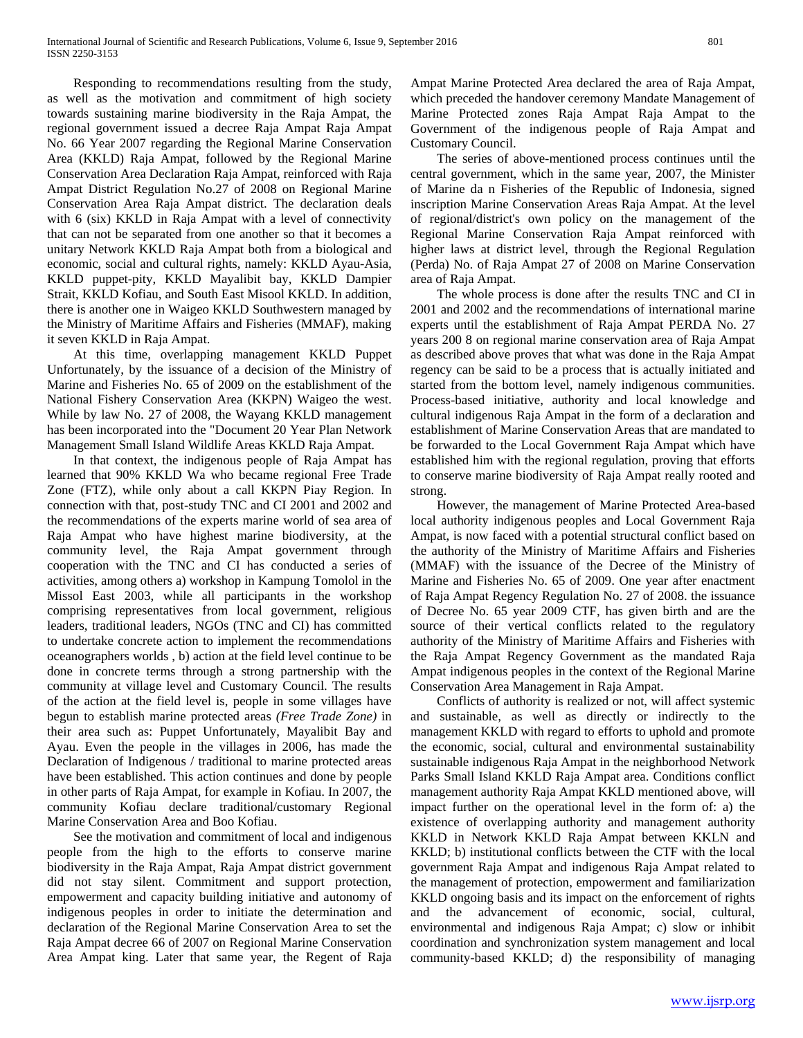Responding to recommendations resulting from the study, as well as the motivation and commitment of high society towards sustaining marine biodiversity in the Raja Ampat, the regional government issued a decree Raja Ampat Raja Ampat No. 66 Year 2007 regarding the Regional Marine Conservation Area (KKLD) Raja Ampat, followed by the Regional Marine Conservation Area Declaration Raja Ampat, reinforced with Raja Ampat District Regulation No.27 of 2008 on Regional Marine Conservation Area Raja Ampat district. The declaration deals with 6 (six) KKLD in Raja Ampat with a level of connectivity that can not be separated from one another so that it becomes a unitary Network KKLD Raja Ampat both from a biological and economic, social and cultural rights, namely: KKLD Ayau-Asia, KKLD puppet-pity, KKLD Mayalibit bay, KKLD Dampier Strait, KKLD Kofiau, and South East Misool KKLD. In addition, there is another one in Waigeo KKLD Southwestern managed by the Ministry of Maritime Affairs and Fisheries (MMAF), making it seven KKLD in Raja Ampat.

At this time, overlapping management KKLD Puppet Unfortunately, by the issuance of a decision of the Ministry of Marine and Fisheries No. 65 of 2009 on the establishment of the National Fishery Conservation Area (KKPN) Waigeo the west. While by law No. 27 of 2008, the Wayang KKLD management has been incorporated into the "Document 20 Year Plan Network Management Small Island Wildlife Areas KKLD Raja Ampat.

In that context, the indigenous people of Raja Ampat has learned that 90% KKLD Wa who became regional Free Trade Zone (FTZ), while only about a call KKPN Piay Region. In connection with that, post-study TNC and CI 2001 and 2002 and the recommendations of the experts marine world of sea area of Raja Ampat who have highest marine biodiversity, at the community level, the Raja Ampat government through cooperation with the TNC and CI has conducted a series of activities, among others a) workshop in Kampung Tomolol in the Missol East 2003, while all participants in the workshop comprising representatives from local government, religious leaders, traditional leaders, NGOs (TNC and CI) has committed to undertake concrete action to implement the recommendations oceanographers worlds , b) action at the field level continue to be done in concrete terms through a strong partnership with the community at village level and Customary Council. The results of the action at the field level is, people in some villages have begun to establish marine protected areas *(Free Trade Zone)* in their area such as: Puppet Unfortunately, Mayalibit Bay and Ayau. Even the people in the villages in 2006, has made the Declaration of Indigenous / traditional to marine protected areas have been established. This action continues and done by people in other parts of Raja Ampat, for example in Kofiau. In 2007, the community Kofiau declare traditional/customary Regional Marine Conservation Area and Boo Kofiau.

See the motivation and commitment of local and indigenous people from the high to the efforts to conserve marine biodiversity in the Raja Ampat, Raja Ampat district government did not stay silent. Commitment and support protection, empowerment and capacity building initiative and autonomy of indigenous peoples in order to initiate the determination and declaration of the Regional Marine Conservation Area to set the Raja Ampat decree 66 of 2007 on Regional Marine Conservation Area Ampat king. Later that same year, the Regent of Raja Ampat Marine Protected Area declared the area of Raja Ampat, which preceded the handover ceremony Mandate Management of Marine Protected zones Raja Ampat Raja Ampat to the Government of the indigenous people of Raja Ampat and Customary Council.

The series of above-mentioned process continues until the central government, which in the same year, 2007, the Minister of Marine da n Fisheries of the Republic of Indonesia, signed inscription Marine Conservation Areas Raja Ampat. At the level of regional/district's own policy on the management of the Regional Marine Conservation Raja Ampat reinforced with higher laws at district level, through the Regional Regulation (Perda) No. of Raja Ampat 27 of 2008 on Marine Conservation area of Raja Ampat.

The whole process is done after the results TNC and CI in 2001 and 2002 and the recommendations of international marine experts until the establishment of Raja Ampat PERDA No. 27 years 200 8 on regional marine conservation area of Raja Ampat as described above proves that what was done in the Raja Ampat regency can be said to be a process that is actually initiated and started from the bottom level, namely indigenous communities. Process-based initiative, authority and local knowledge and cultural indigenous Raja Ampat in the form of a declaration and establishment of Marine Conservation Areas that are mandated to be forwarded to the Local Government Raja Ampat which have established him with the regional regulation, proving that efforts to conserve marine biodiversity of Raja Ampat really rooted and strong.

However, the management of Marine Protected Area-based local authority indigenous peoples and Local Government Raja Ampat, is now faced with a potential structural conflict based on the authority of the Ministry of Maritime Affairs and Fisheries (MMAF) with the issuance of the Decree of the Ministry of Marine and Fisheries No. 65 of 2009. One year after enactment of Raja Ampat Regency Regulation No. 27 of 2008. the issuance of Decree No. 65 year 2009 CTF, has given birth and are the source of their vertical conflicts related to the regulatory authority of the Ministry of Maritime Affairs and Fisheries with the Raja Ampat Regency Government as the mandated Raja Ampat indigenous peoples in the context of the Regional Marine Conservation Area Management in Raja Ampat.

Conflicts of authority is realized or not, will affect systemic and sustainable, as well as directly or indirectly to the management KKLD with regard to efforts to uphold and promote the economic, social, cultural and environmental sustainability sustainable indigenous Raja Ampat in the neighborhood Network Parks Small Island KKLD Raja Ampat area. Conditions conflict management authority Raja Ampat KKLD mentioned above, will impact further on the operational level in the form of: a) the existence of overlapping authority and management authority KKLD in Network KKLD Raja Ampat between KKLN and KKLD; b) institutional conflicts between the CTF with the local government Raja Ampat and indigenous Raja Ampat related to the management of protection, empowerment and familiarization KKLD ongoing basis and its impact on the enforcement of rights and the advancement of economic, social, cultural, environmental and indigenous Raja Ampat; c) slow or inhibit coordination and synchronization system management and local community-based KKLD; d) the responsibility of managing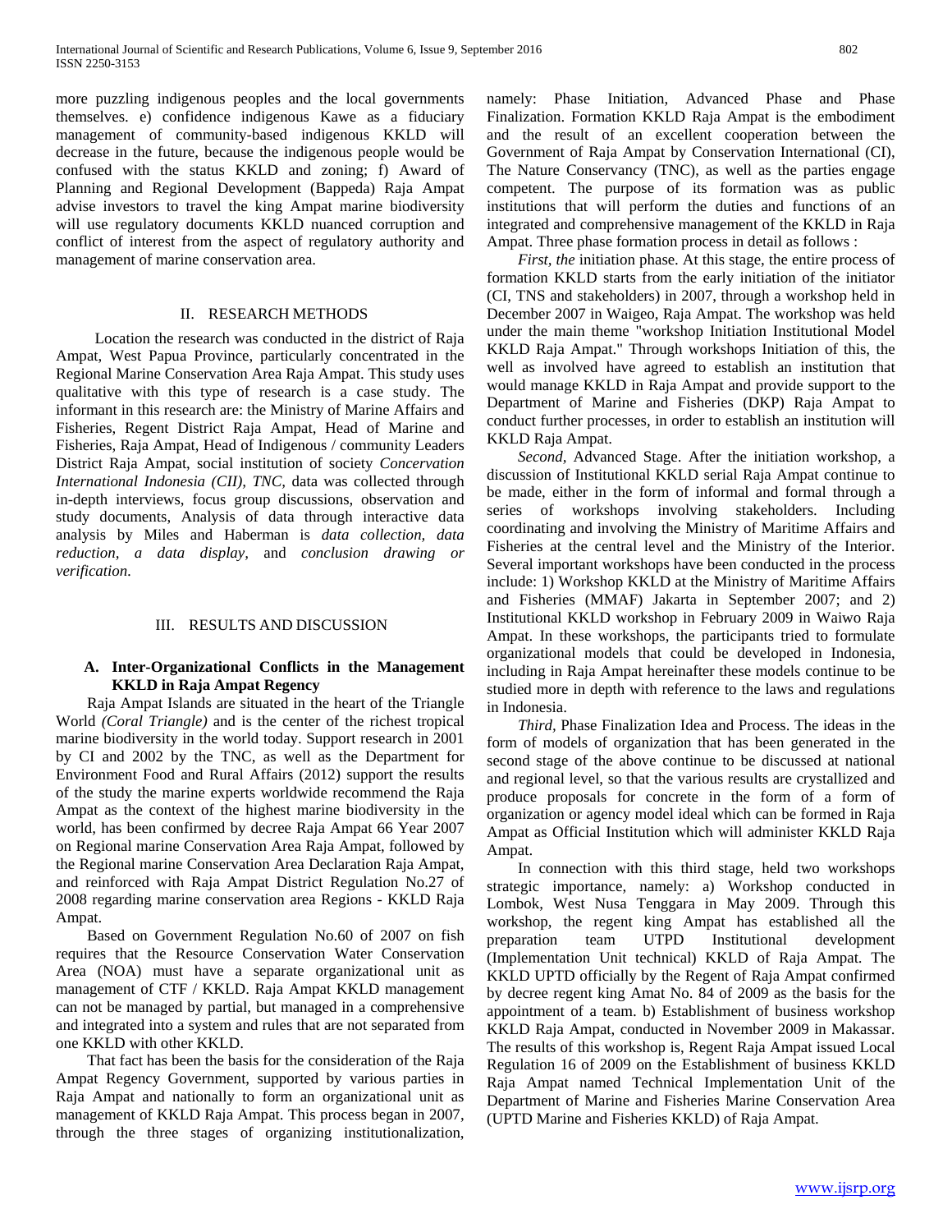more puzzling indigenous peoples and the local governments themselves. e) confidence indigenous Kawe as a fiduciary management of community-based indigenous KKLD will decrease in the future, because the indigenous people would be confused with the status KKLD and zoning; f) Award of Planning and Regional Development (Bappeda) Raja Ampat advise investors to travel the king Ampat marine biodiversity will use regulatory documents KKLD nuanced corruption and conflict of interest from the aspect of regulatory authority and management of marine conservation area.

## II. RESEARCH METHODS

Location the research was conducted in the district of Raja Ampat, West Papua Province, particularly concentrated in the Regional Marine Conservation Area Raja Ampat. This study uses qualitative with this type of research is a case study. The informant in this research are: the Ministry of Marine Affairs and Fisheries, Regent District Raja Ampat, Head of Marine and Fisheries, Raja Ampat, Head of Indigenous / community Leaders District Raja Ampat, social institution of society *Concervation International Indonesia (CII), TNC,* data was collected through in-depth interviews, focus group discussions, observation and study documents, Analysis of data through interactive data analysis by Miles and Haberman is *data collection, data reduction, a data display,* and *conclusion drawing or verification*.

## III. RESULTS AND DISCUSSION

### A. Inter-Organizational Conflicts in the Management KKLD in Raja Ampat Regency

Raja Ampat Islands are situated in the heart of the Triangle World *(Coral Triangle)* and is the center of the richest tropical marine biodiversity in the world today. Support research in 2001 by CI and 2002 by the TNC, as well as the Department for Environment Food and Rural Affairs (2012) support the results of the study the marine experts worldwide recommend the Raja Ampat as the context of the highest marine biodiversity in the world, has been confirmed by decree Raja Ampat 66 Year 2007 on Regional marine Conservation Area Raja Ampat, followed by the Regional marine Conservation Area Declaration Raja Ampat, and reinforced with Raja Ampat District Regulation No.27 of 2008 regarding marine conservation area Regions - KKLD Raja Ampat.

Based on Government Regulation No.60 of 2007 on fish requires that the Resource Conservation Water Conservation Area (NOA) must have a separate organizational unit as management of CTF / KKLD. Raja Ampat KKLD management can not be managed by partial, but managed in a comprehensive and integrated into a system and rules that are not separated from one KKLD with other KKLD.

That fact has been the basis for the consideration of the Raja Ampat Regency Government, supported by various parties in Raja Ampat and nationally to form an organizational unit as management of KKLD Raja Ampat. This process began in 2007, through the three stages of organizing institutionalization, namely: Phase Initiation, Advanced Phase and Phase Finalization. Formation KKLD Raja Ampat is the embodiment and the result of an excellent cooperation between the Government of Raja Ampat by Conservation International (CI), The Nature Conservancy (TNC), as well as the parties engage competent. The purpose of its formation was as public institutions that will perform the duties and functions of an integrated and comprehensive management of the KKLD in Raja Ampat. Three phase formation process in detail as follows :

*First, the* initiation phase. At this stage, the entire process of formation KKLD starts from the early initiation of the initiator (CI, TNS and stakeholders) in 2007, through a workshop held in December 2007 in Waigeo, Raja Ampat. The workshop was held under the main theme "workshop Initiation Institutional Model KKLD Raja Ampat." Through workshops Initiation of this, the well as involved have agreed to establish an institution that would manage KKLD in Raja Ampat and provide support to the Department of Marine and Fisheries (DKP) Raja Ampat to conduct further processes, in order to establish an institution will KKLD Raja Ampat.

*Second*, Advanced Stage. After the initiation workshop, a discussion of Institutional KKLD serial Raja Ampat continue to be made, either in the form of informal and formal through a series of workshops involving stakeholders. Including coordinating and involving the Ministry of Maritime Affairs and Fisheries at the central level and the Ministry of the Interior. Several important workshops have been conducted in the process include: 1) Workshop KKLD at the Ministry of Maritime Affairs and Fisheries (MMAF) Jakarta in September 2007; and 2) Institutional KKLD workshop in February 2009 in Waiwo Raja Ampat. In these workshops, the participants tried to formulate organizational models that could be developed in Indonesia, including in Raja Ampat hereinafter these models continue to be studied more in depth with reference to the laws and regulations in Indonesia.

*Third*, Phase Finalization Idea and Process. The ideas in the form of models of organization that has been generated in the second stage of the above continue to be discussed at national and regional level, so that the various results are crystallized and produce proposals for concrete in the form of a form of organization or agency model ideal which can be formed in Raja Ampat as Official Institution which will administer KKLD Raja Ampat.

In connection with this third stage, held two workshops strategic importance, namely: a) Workshop conducted in Lombok, West Nusa Tenggara in May 2009. Through this workshop, the regent king Ampat has established all the preparation team UTPD Institutional development (Implementation Unit technical) KKLD of Raja Ampat. The KKLD UPTD officially by the Regent of Raja Ampat confirmed by decree regent king Amat No. 84 of 2009 as the basis for the appointment of a team. b) Establishment of business workshop KKLD Raja Ampat, conducted in November 2009 in Makassar. The results of this workshop is, Regent Raja Ampat issued Local Regulation 16 of 2009 on the Establishment of business KKLD Raja Ampat named Technical Implementation Unit of the Department of Marine and Fisheries Marine Conservation Area (UPTD Marine and Fisheries KKLD) of Raja Ampat.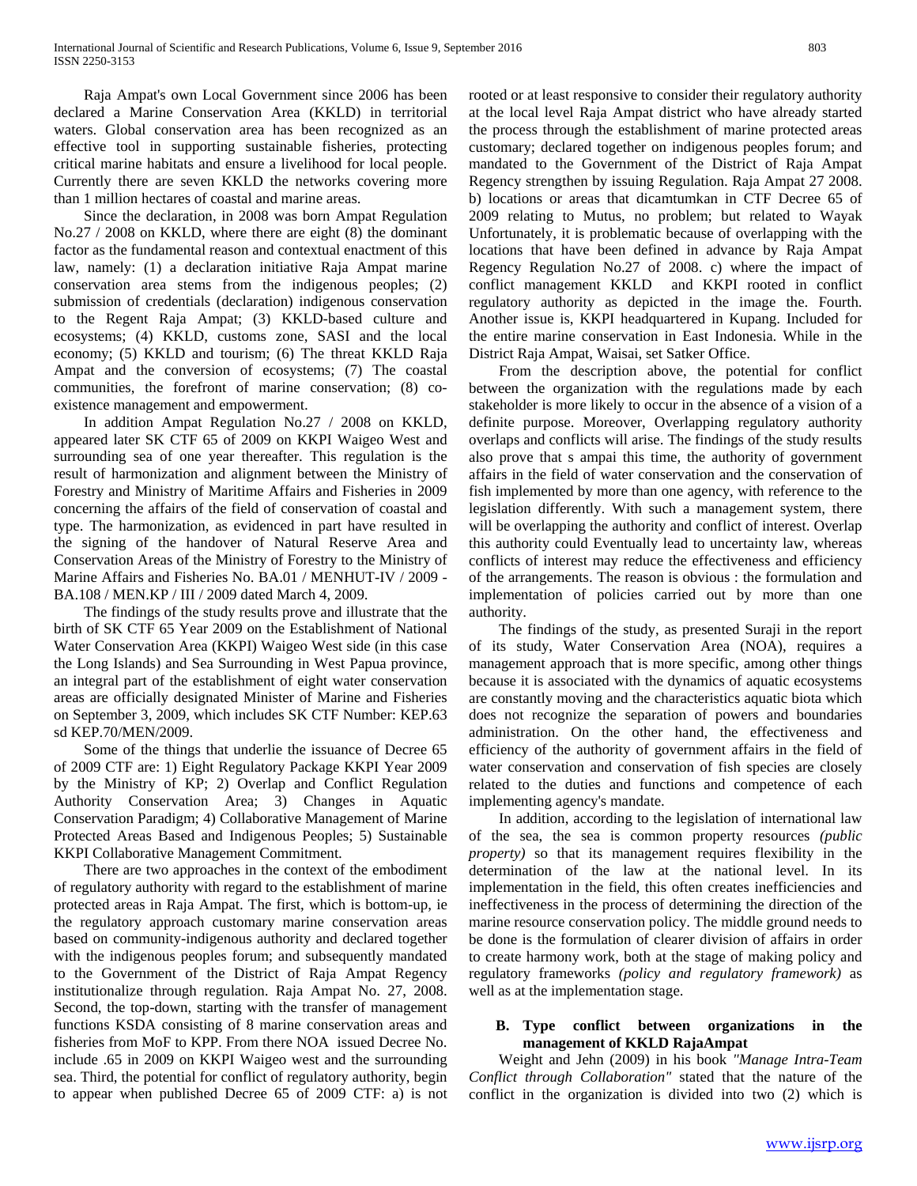Raja Ampat's own Local Government since 2006 has been declared a Marine Conservation Area (KKLD) in territorial waters. Global conservation area has been recognized as an effective tool in supporting sustainable fisheries, protecting critical marine habitats and ensure a livelihood for local people. Currently there are seven KKLD the networks covering more than 1 million hectares of coastal and marine areas.

Since the declaration, in 2008 was born Ampat Regulation No.27 / 2008 on KKLD, where there are eight (8) the dominant factor as the fundamental reason and contextual enactment of this law, namely: (1) a declaration initiative Raja Ampat marine conservation area stems from the indigenous peoples; (2) submission of credentials (declaration) indigenous conservation to the Regent Raja Ampat; (3) KKLD-based culture and ecosystems; (4) KKLD, customs zone, SASI and the local economy; (5) KKLD and tourism; (6) The threat KKLD Raja Ampat and the conversion of ecosystems; (7) The coastal communities, the forefront of marine conservation; (8) co-existence management and empowerment.

In addition Ampat Regulation No.27 / 2008 on KKLD, appeared later SK CTF 65 of 2009 on KKPI Waigeo West and surrounding sea of one year thereafter. This regulation is the result of harmonization and alignment between the Ministry of Forestry and Ministry of Maritime Affairs and Fisheries in 2009 concerning the affairs of the field of conservation of coastal and type. The harmonization, as evidenced in part have resulted in the signing of the handover of Natural Reserve Area and Conservation Areas of the Ministry of Forestry to the Ministry of Marine Affairs and Fisheries No. BA.01 / MENHUT-IV / 2009 - BA.108 / MEN.KP / III / 2009 dated March 4, 2009.

The findings of the study results prove and illustrate that the birth of SK CTF 65 Year 2009 on the Establishment of National Water Conservation Area (KKPI) Waigeo West side (in this case the Long Islands) and Sea Surrounding in West Papua province, an integral part of the establishment of eight water conservation areas are officially designated Minister of Marine and Fisheries on September 3, 2009, which includes SK CTF Number: KEP.63 sd KEP.70/MEN/2009.

Some of the things that underlie the issuance of Decree 65 of 2009 CTF are: 1) Eight Regulatory Package KKPI Year 2009 by the Ministry of KP; 2) Overlap and Conflict Regulation Authority Conservation Area; 3) Changes in Aquatic Conservation Paradigm; 4) Collaborative Management of Marine Protected Areas Based and Indigenous Peoples; 5) Sustainable KKPI Collaborative Management Commitment.

There are two approaches in the context of the embodiment of regulatory authority with regard to the establishment of marine protected areas in Raja Ampat. The first, which is bottom-up, ie the regulatory approach customary marine conservation areas based on community-indigenous authority and declared together with the indigenous peoples forum; and subsequently mandated to the Government of the District of Raja Ampat Regency institutionalize through regulation. Raja Ampat No. 27, 2008. Second, the top-down, starting with the transfer of management functions KSDA consisting of 8 marine conservation areas and fisheries from MoF to KPP. From there NOA issued Decree No. include .65 in 2009 on KKPI Waigeo west and the surrounding sea. Third, the potential for conflict of regulatory authority, begin to appear when published Decree 65 of 2009 CTF: a) is not rooted or at least responsive to consider their regulatory authority at the local level Raja Ampat district who have already started the process through the establishment of marine protected areas customary; declared together on indigenous peoples forum; and mandated to the Government of the District of Raja Ampat Regency strengthen by issuing Regulation. Raja Ampat 27 2008. b) locations or areas that dicamtumkan in CTF Decree 65 of 2009 relating to Mutus, no problem; but related to Wayak Unfortunately, it is problematic because of overlapping with the locations that have been defined in advance by Raja Ampat Regency Regulation No.27 of 2008. c) where the impact of conflict management KKLD and KKPI rooted in conflict regulatory authority as depicted in the image the. Fourth. Another issue is, KKPI headquartered in Kupang. Included for the entire marine conservation in East Indonesia. While in the District Raja Ampat, Waisai, set Satker Office.

From the description above, the potential for conflict between the organization with the regulations made by each stakeholder is more likely to occur in the absence of a vision of a definite purpose. Moreover, Overlapping regulatory authority overlaps and conflicts will arise. The findings of the study results also prove that s ampai this time, the authority of government affairs in the field of water conservation and the conservation of fish implemented by more than one agency, with reference to the legislation differently. With such a management system, there will be overlapping the authority and conflict of interest. Overlap this authority could Eventually lead to uncertainty law, whereas conflicts of interest may reduce the effectiveness and efficiency of the arrangements. The reason is obvious : the formulation and implementation of policies carried out by more than one authority.

The findings of the study, as presented Suraji in the report of its study, Water Conservation Area (NOA), requires a management approach that is more specific, among other things because it is associated with the dynamics of aquatic ecosystems are constantly moving and the characteristics aquatic biota which does not recognize the separation of powers and boundaries administration. On the other hand, the effectiveness and efficiency of the authority of government affairs in the field of water conservation and conservation of fish species are closely related to the duties and functions and competence of each implementing agency's mandate.

In addition, according to the legislation of international law of the sea, the sea is common property resources *(public property)* so that its management requires flexibility in the determination of the law at the national level. In its implementation in the field, this often creates inefficiencies and ineffectiveness in the process of determining the direction of the marine resource conservation policy. The middle ground needs to be done is the formulation of clearer division of affairs in order to create harmony work, both at the stage of making policy and regulatory frameworks *(policy and regulatory framework)* as well as at the implementation stage.

### B. Type conflict between organizations in the management of KKLD RajaAmpat

Weight and Jehn (2009) in his book *"Manage Intra-Team Conflict through Collaboration"* stated that the nature of the conflict in the organization is divided into two (2) which is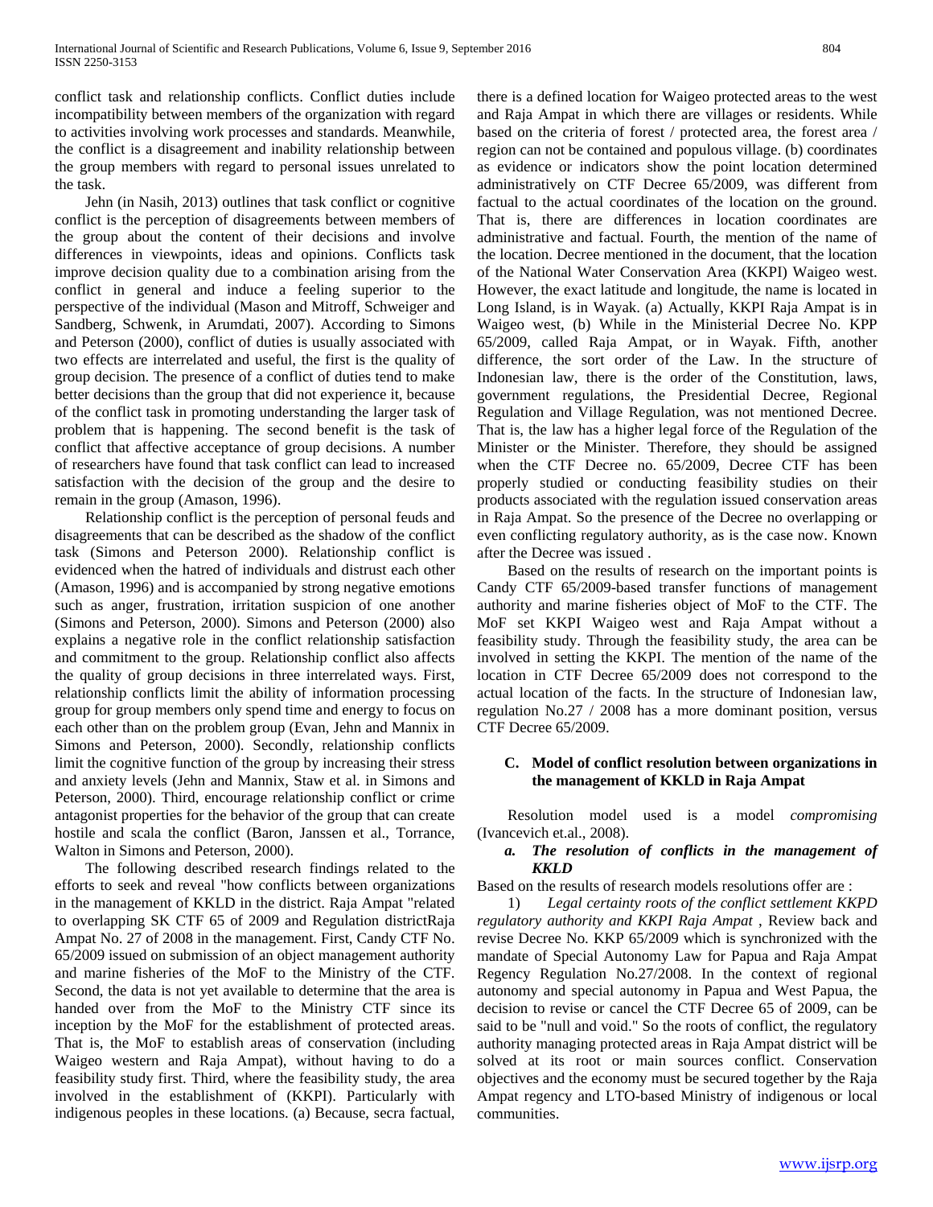conflict task and relationship conflicts. Conflict duties include incompatibility between members of the organization with regard to activities involving work processes and standards. Meanwhile, the conflict is a disagreement and inability relationship between the group members with regard to personal issues unrelated to the task.

Jehn (in Nasih, 2013) outlines that task conflict or cognitive conflict is the perception of disagreements between members of the group about the content of their decisions and involve differences in viewpoints, ideas and opinions. Conflicts task improve decision quality due to a combination arising from the conflict in general and induce a feeling superior to the perspective of the individual (Mason and Mitroff, Schweiger and Sandberg, Schwenk, in Arumdati, 2007). According to Simons and Peterson (2000), conflict of duties is usually associated with two effects are interrelated and useful, the first is the quality of group decision. The presence of a conflict of duties tend to make better decisions than the group that did not experience it, because of the conflict task in promoting understanding the larger task of problem that is happening. The second benefit is the task of conflict that affective acceptance of group decisions. A number of researchers have found that task conflict can lead to increased satisfaction with the decision of the group and the desire to remain in the group (Amason, 1996).

Relationship conflict is the perception of personal feuds and disagreements that can be described as the shadow of the conflict task (Simons and Peterson 2000). Relationship conflict is evidenced when the hatred of individuals and distrust each other (Amason, 1996) and is accompanied by strong negative emotions such as anger, frustration, irritation suspicion of one another (Simons and Peterson, 2000). Simons and Peterson (2000) also explains a negative role in the conflict relationship satisfaction and commitment to the group. Relationship conflict also affects the quality of group decisions in three interrelated ways. First, relationship conflicts limit the ability of information processing group for group members only spend time and energy to focus on each other than on the problem group (Evan, Jehn and Mannix in Simons and Peterson, 2000). Secondly, relationship conflicts limit the cognitive function of the group by increasing their stress and anxiety levels (Jehn and Mannix, Staw et al. in Simons and Peterson, 2000). Third, encourage relationship conflict or crime antagonist properties for the behavior of the group that can create hostile and scala the conflict (Baron, Janssen et al., Torrance, Walton in Simons and Peterson, 2000).

The following described research findings related to the efforts to seek and reveal "how conflicts between organizations in the management of KKLD in the district. Raja Ampat "related to overlapping SK CTF 65 of 2009 and Regulation districtRaja Ampat No. 27 of 2008 in the management. First, Candy CTF No. 65/2009 issued on submission of an object management authority and marine fisheries of the MoF to the Ministry of the CTF. Second, the data is not yet available to determine that the area is handed over from the MoF to the Ministry CTF since its inception by the MoF for the establishment of protected areas. That is, the MoF to establish areas of conservation (including Waigeo western and Raja Ampat), without having to do a feasibility study first. Third, where the feasibility study, the area involved in the establishment of (KKPI). Particularly with indigenous peoples in these locations. (a) Because, secra factual, there is a defined location for Waigeo protected areas to the west and Raja Ampat in which there are villages or residents. While based on the criteria of forest / protected area, the forest area / region can not be contained and populous village. (b) coordinates as evidence or indicators show the point location determined administratively on CTF Decree 65/2009, was different from factual to the actual coordinates of the location on the ground. That is, there are differences in location coordinates are administrative and factual. Fourth, the mention of the name of the location. Decree mentioned in the document, that the location of the National Water Conservation Area (KKPI) Waigeo west. However, the exact latitude and longitude, the name is located in Long Island, is in Wayak. (a) Actually, KKPI Raja Ampat is in Waigeo west, (b) While in the Ministerial Decree No. KPP 65/2009, called Raja Ampat, or in Wayak. Fifth, another difference, the sort order of the Law. In the structure of Indonesian law, there is the order of the Constitution, laws, government regulations, the Presidential Decree, Regional Regulation and Village Regulation, was not mentioned Decree. That is, the law has a higher legal force of the Regulation of the Minister or the Minister. Therefore, they should be assigned when the CTF Decree no. 65/2009, Decree CTF has been properly studied or conducting feasibility studies on their products associated with the regulation issued conservation areas in Raja Ampat. So the presence of the Decree no overlapping or even conflicting regulatory authority, as is the case now. Known after the Decree was issued .

Based on the results of research on the important points is Candy CTF 65/2009-based transfer functions of management authority and marine fisheries object of MoF to the CTF. The MoF set KKPI Waigeo west and Raja Ampat without a feasibility study. Through the feasibility study, the area can be involved in setting the KKPI. The mention of the name of the location in CTF Decree 65/2009 does not correspond to the actual location of the facts. In the structure of Indonesian law, regulation No.27 / 2008 has a more dominant position, versus CTF Decree 65/2009.

### C. Model of conflict resolution between organizations in the management of KKLD in Raja Ampat

Resolution model used is a model *compromising* (Ivancevich et.al., 2008).

#### *a. The resolution of conflicts in the management of KKLD*

Based on the results of research models resolutions offer are :

1) *Legal certainty roots of the conflict settlement KKPD regulatory authority and KKPI Raja Ampat* , Review back and revise Decree No. KKP 65/2009 which is synchronized with the mandate of Special Autonomy Law for Papua and Raja Ampat Regency Regulation No.27/2008. In the context of regional autonomy and special autonomy in Papua and West Papua, the decision to revise or cancel the CTF Decree 65 of 2009, can be said to be "null and void." So the roots of conflict, the regulatory authority managing protected areas in Raja Ampat district will be solved at its root or main sources conflict. Conservation objectives and the economy must be secured together by the Raja Ampat regency and LTO-based Ministry of indigenous or local communities.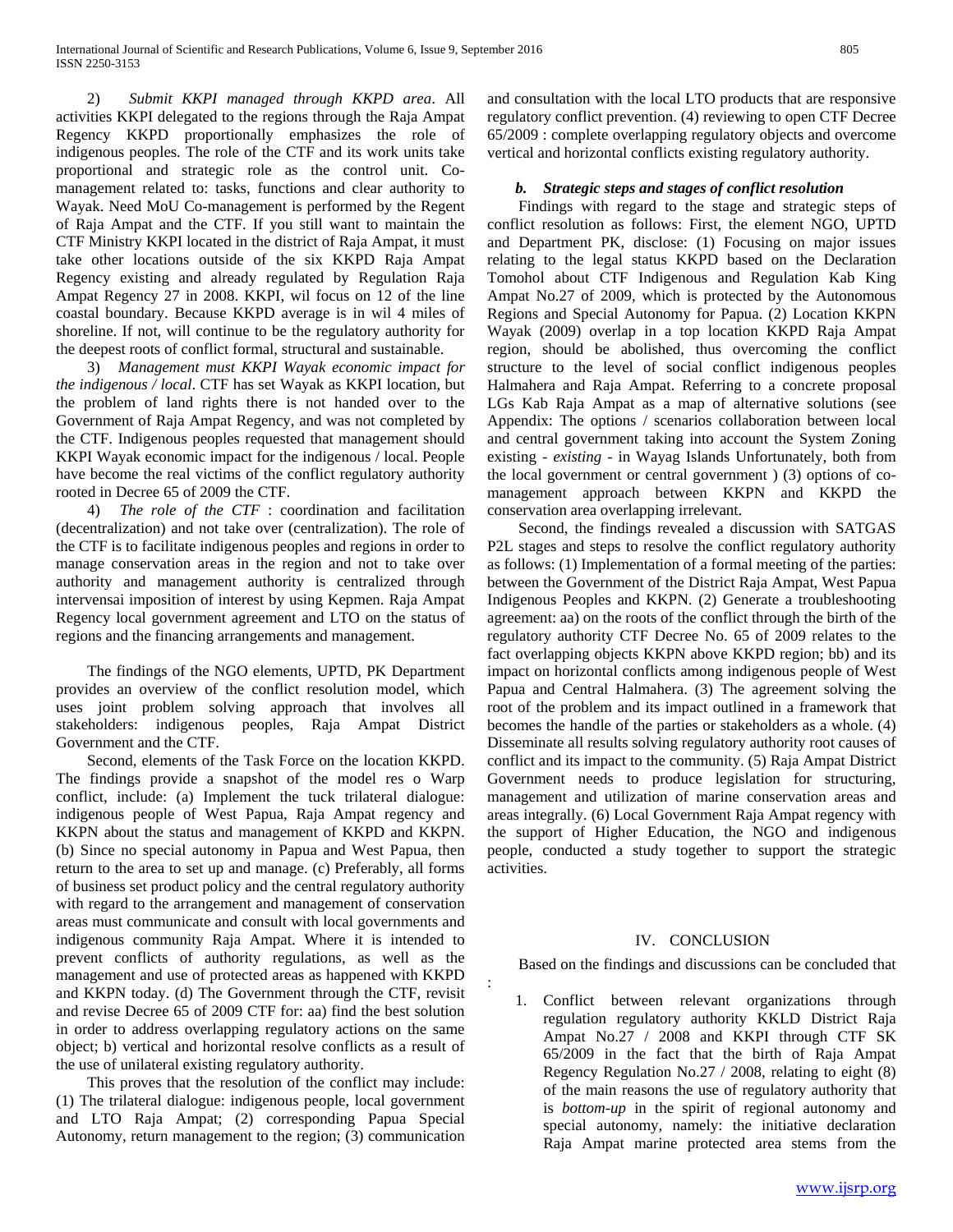2) *Submit KKPI managed through KKPD area*. All activities KKPI delegated to the regions through the Raja Ampat Regency KKPD proportionally emphasizes the role of indigenous peoples. The role of the CTF and its work units take proportional and strategic role as the control unit. Co-management related to: tasks, functions and clear authority to Wayak. Need MoU Co-management is performed by the Regent of Raja Ampat and the CTF. If you still want to maintain the CTF Ministry KKPI located in the district of Raja Ampat, it must take other locations outside of the six KKPD Raja Ampat Regency existing and already regulated by Regulation Raja Ampat Regency 27 in 2008. KKPI, wil focus on 12 of the line coastal boundary. Because KKPD average is in wil 4 miles of shoreline. If not, will continue to be the regulatory authority for the deepest roots of conflict formal, structural and sustainable.

3) *Management must KKPI Wayak economic impact for the indigenous / local*. CTF has set Wayak as KKPI location, but the problem of land rights there is not handed over to the Government of Raja Ampat Regency, and was not completed by the CTF. Indigenous peoples requested that management should KKPI Wayak economic impact for the indigenous / local. People have become the real victims of the conflict regulatory authority rooted in Decree 65 of 2009 the CTF.

4) *The role of the CTF* : coordination and facilitation (decentralization) and not take over (centralization). The role of the CTF is to facilitate indigenous peoples and regions in order to manage conservation areas in the region and not to take over authority and management authority is centralized through intervensai imposition of interest by using Kepmen. Raja Ampat Regency local government agreement and LTO on the status of regions and the financing arrangements and management.

The findings of the NGO elements, UPTD, PK Department provides an overview of the conflict resolution model, which uses joint problem solving approach that involves all stakeholders: indigenous peoples, Raja Ampat District Government and the CTF.

Second, elements of the Task Force on the location KKPD. The findings provide a snapshot of the model res o Warp conflict, include: (a) Implement the tuck trilateral dialogue: indigenous people of West Papua, Raja Ampat regency and KKPN about the status and management of KKPD and KKPN. (b) Since no special autonomy in Papua and West Papua, then return to the area to set up and manage. (c) Preferably, all forms of business set product policy and the central regulatory authority with regard to the arrangement and management of conservation areas must communicate and consult with local governments and indigenous community Raja Ampat. Where it is intended to prevent conflicts of authority regulations, as well as the management and use of protected areas as happened with KKPD and KKPN today. (d) The Government through the CTF, revisit and revise Decree 65 of 2009 CTF for: aa) find the best solution in order to address overlapping regulatory actions on the same object; b) vertical and horizontal resolve conflicts as a result of the use of unilateral existing regulatory authority.

This proves that the resolution of the conflict may include: (1) The trilateral dialogue: indigenous people, local government and LTO Raja Ampat; (2) corresponding Papua Special Autonomy, return management to the region; (3) communication and consultation with the local LTO products that are responsive regulatory conflict prevention. (4) reviewing to open CTF Decree 65/2009 : complete overlapping regulatory objects and overcome vertical and horizontal conflicts existing regulatory authority.

### *b. Strategic steps and stages of conflict resolution*

Findings with regard to the stage and strategic steps of conflict resolution as follows: First, the element NGO, UPTD and Department PK, disclose: (1) Focusing on major issues relating to the legal status KKPD based on the Declaration Tomohol about CTF Indigenous and Regulation Kab King Ampat No.27 of 2009, which is protected by the Autonomous Regions and Special Autonomy for Papua. (2) Location KKPN Wayak (2009) overlap in a top location KKPD Raja Ampat region, should be abolished, thus overcoming the conflict structure to the level of social conflict indigenous peoples Halmahera and Raja Ampat. Referring to a concrete proposal LGs Kab Raja Ampat as a map of alternative solutions (see Appendix: The options / scenarios collaboration between local and central government taking into account the System Zoning existing - *existing* - in Wayag Islands Unfortunately, both from the local government or central government ) (3) options of co-management approach between KKPN and KKPD the conservation area overlapping irrelevant.

Second, the findings revealed a discussion with SATGAS P2L stages and steps to resolve the conflict regulatory authority as follows: (1) Implementation of a formal meeting of the parties: between the Government of the District Raja Ampat, West Papua Indigenous Peoples and KKPN. (2) Generate a troubleshooting agreement: aa) on the roots of the conflict through the birth of the regulatory authority CTF Decree No. 65 of 2009 relates to the fact overlapping objects KKPN above KKPD region; bb) and its impact on horizontal conflicts among indigenous people of West Papua and Central Halmahera. (3) The agreement solving the root of the problem and its impact outlined in a framework that becomes the handle of the parties or stakeholders as a whole. (4) Disseminate all results solving regulatory authority root causes of conflict and its impact to the community. (5) Raja Ampat District Government needs to produce legislation for structuring, management and utilization of marine conservation areas and areas integrally. (6) Local Government Raja Ampat regency with the support of Higher Education, the NGO and indigenous people, conducted a study together to support the strategic activities.

## IV. CONCLUSION

Based on the findings and discussions can be concluded that :

1. Conflict between relevant organizations through regulation regulatory authority KKLD District Raja Ampat No.27 / 2008 and KKPI through CTF SK 65/2009 in the fact that the birth of Raja Ampat Regency Regulation No.27 / 2008, relating to eight (8) of the main reasons the use of regulatory authority that is *bottom-up* in the spirit of regional autonomy and special autonomy, namely: the initiative declaration Raja Ampat marine protected area stems from the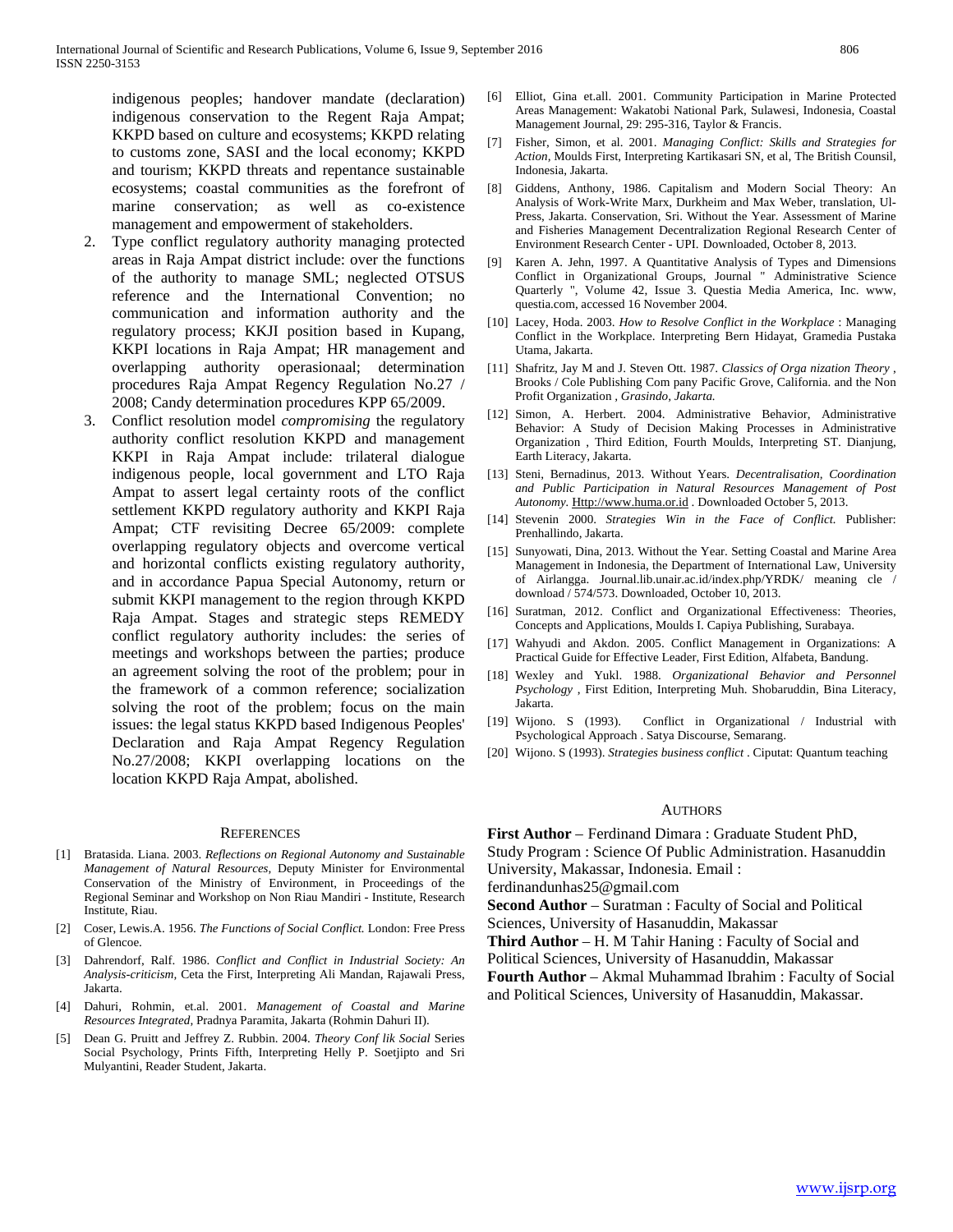indigenous peoples; handover mandate (declaration) indigenous conservation to the Regent Raja Ampat; KKPD based on culture and ecosystems; KKPD relating to customs zone, SASI and the local economy; KKPD and tourism; KKPD threats and repentance sustainable ecosystems; coastal communities as the forefront of marine conservation; as well as co-existence management and empowerment of stakeholders.

2. Type conflict regulatory authority managing protected areas in Raja Ampat district include: over the functions of the authority to manage SML; neglected OTSUS reference and the International Convention; no communication and information authority and the regulatory process; KKJI position based in Kupang, KKPI locations in Raja Ampat; HR management and overlapping authority operasionaal; determination procedures Raja Ampat Regency Regulation No.27 / 2008; Candy determination procedures KPP 65/2009.
3. Conflict resolution model *compromising* the regulatory authority conflict resolution KKPD and management KKPI in Raja Ampat include: trilateral dialogue indigenous people, local government and LTO Raja Ampat to assert legal certainty roots of the conflict settlement KKPD regulatory authority and KKPI Raja Ampat; CTF revisiting Decree 65/2009: complete overlapping regulatory objects and overcome vertical and horizontal conflicts existing regulatory authority, and in accordance Papua Special Autonomy, return or submit KKPI management to the region through KKPD Raja Ampat. Stages and strategic steps REMEDY conflict regulatory authority includes: the series of meetings and workshops between the parties; produce an agreement solving the root of the problem; pour in the framework of a common reference; socialization solving the root of the problem; focus on the main issues: the legal status KKPD based Indigenous Peoples' Declaration and Raja Ampat Regency Regulation No.27/2008; KKPI overlapping locations on the location KKPD Raja Ampat, abolished.

## References

[1] Bratasida. Liana. 2003. *Reflections on Regional Autonomy and Sustainable Management of Natural Resources,* Deputy Minister for Environmental Conservation of the Ministry of Environment, in Proceedings of the Regional Seminar and Workshop on Non Riau Mandiri - Institute, Research Institute, Riau.

[2] Coser, Lewis.A. 1956. *The Functions of Social Conflict.* London: Free Press of Glencoe.

[3] Dahrendorf, Ralf. 1986. *Conflict and Conflict in Industrial Society: An Analysis-criticism,* Ceta the First, Interpreting Ali Mandan, Rajawali Press, Jakarta.

[4] Dahuri, Rohmin, et.al. 2001. *Management of Coastal and Marine Resources Integrated,* Pradnya Paramita, Jakarta (Rohmin Dahuri II).

[5] Dean G. Pruitt and Jeffrey Z. Rubbin. 2004. *Theory Conf lik Social* Series Social Psychology, Prints Fifth, Interpreting Helly P. Soetjipto and Sri Mulyantini, Reader Student, Jakarta.

[6] Elliot, Gina et.all. 2001. Community Participation in Marine Protected Areas Management: Wakatobi National Park, Sulawesi, Indonesia, Coastal Management Journal, 29: 295-316, Taylor & Francis.

[7] Fisher, Simon, et al. 2001. *Managing Conflict: Skills and Strategies for Action,* Moulds First, Interpreting Kartikasari SN, et al, The British Counsil, Indonesia, Jakarta.

[8] Giddens, Anthony, 1986. Capitalism and Modern Social Theory: An Analysis of Work-Write Marx, Durkheim and Max Weber, translation, Ul-Press, Jakarta. Conservation, Sri. Without the Year. Assessment of Marine and Fisheries Management Decentralization Regional Research Center of Environment Research Center - UPI. Downloaded, October 8, 2013.

[9] Karen A. Jehn, 1997. A Quantitative Analysis of Types and Dimensions Conflict in Organizational Groups, Journal " Administrative Science Quarterly ", Volume 42, Issue 3. Questia Media America, Inc. www, questia.com, accessed 16 November 2004.

[10] Lacey, Hoda. 2003. *How to Resolve Conflict in the Workplace* : Managing Conflict in the Workplace. Interpreting Bern Hidayat, Gramedia Pustaka Utama, Jakarta.

[11] Shafritz, Jay M and J. Steven Ott. 1987. *Classics of Orga nization Theory* , Brooks / Cole Publishing Com pany Pacific Grove, California. and the Non Profit Organization , *Grasindo, Jakarta.*

[12] Simon, A. Herbert. 2004. Administrative Behavior, Administrative Behavior: A Study of Decision Making Processes in Administrative Organization , Third Edition, Fourth Moulds, Interpreting ST. Dianjung, Earth Literacy, Jakarta.

[13] Steni, Bernadinus, 2013. Without Years. *Decentralisation, Coordination and Public Participation in Natural Resources Management of Post Autonomy.* Http://www.huma.or.id . Downloaded October 5, 2013.

[14] Stevenin 2000. *Strategies Win in the Face of Conflict.* Publisher: Prenhallindo, Jakarta.

[15] Sunyowati, Dina, 2013. Without the Year. Setting Coastal and Marine Area Management in Indonesia, the Department of International Law, University of Airlangga. Journal.lib.unair.ac.id/index.php/YRDK/ meaning cle / download / 574/573. Downloaded, October 10, 2013.

[16] Suratman, 2012. Conflict and Organizational Effectiveness: Theories, Concepts and Applications, Moulds I. Capiya Publishing, Surabaya.

[17] Wahyudi and Akdon. 2005. Conflict Management in Organizations: A Practical Guide for Effective Leader, First Edition, Alfabeta, Bandung.

[18] Wexley and Yukl. 1988. *Organizational Behavior and Personnel Psychology* , First Edition, Interpreting Muh. Shobaruddin, Bina Literacy, Jakarta.

[19] Wijono. S (1993). Conflict in Organizational / Industrial with Psychological Approach . Satya Discourse, Semarang.

[20] Wijono. S (1993). *Strategies business conflict* . Ciputat: Quantum teaching

## Authors

**First Author** – Ferdinand Dimara : Graduate Student PhD, Study Program : Science Of Public Administration. Hasanuddin University, Makassar, Indonesia. Email : ferdinandunhas25@gmail.com

**Second Author** – Suratman : Faculty of Social and Political Sciences, University of Hasanuddin, Makassar

**Third Author** – H. M Tahir Haning : Faculty of Social and Political Sciences, University of Hasanuddin, Makassar

**Fourth Author** – Akmal Muhammad Ibrahim : Faculty of Social and Political Sciences, University of Hasanuddin, Makassar.